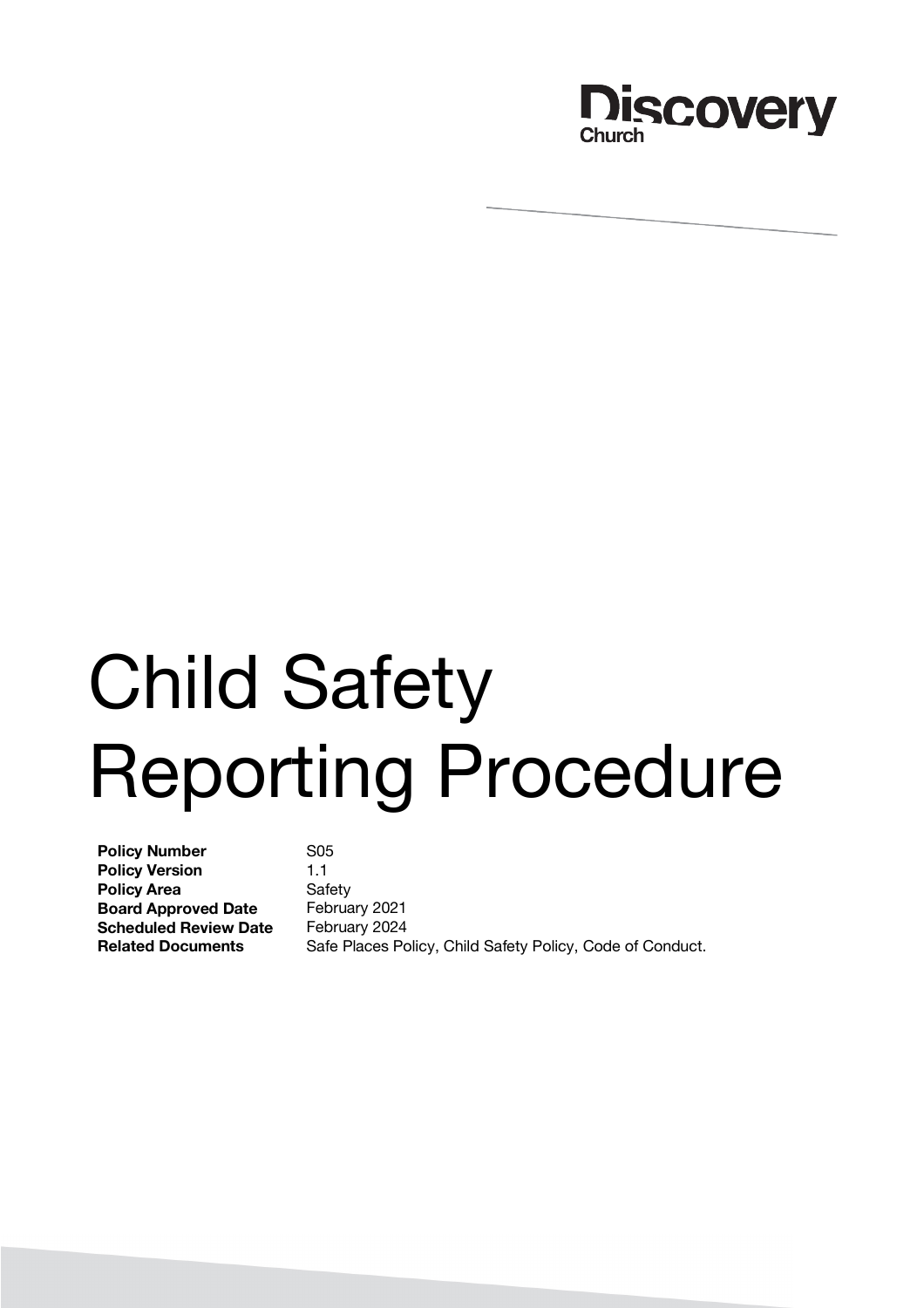Discovery Church

# Child Safety Reporting Procedure

| | |
|---|---|
| **Policy Number** | S05 |
| **Policy Version** | 1.1 |
| **Policy Area** | Safety |
| **Board Approved Date** | February 2021 |
| **Scheduled Review Date** | February 2024 |
| **Related Documents** | Safe Places Policy, Child Safety Policy, Code of Conduct. |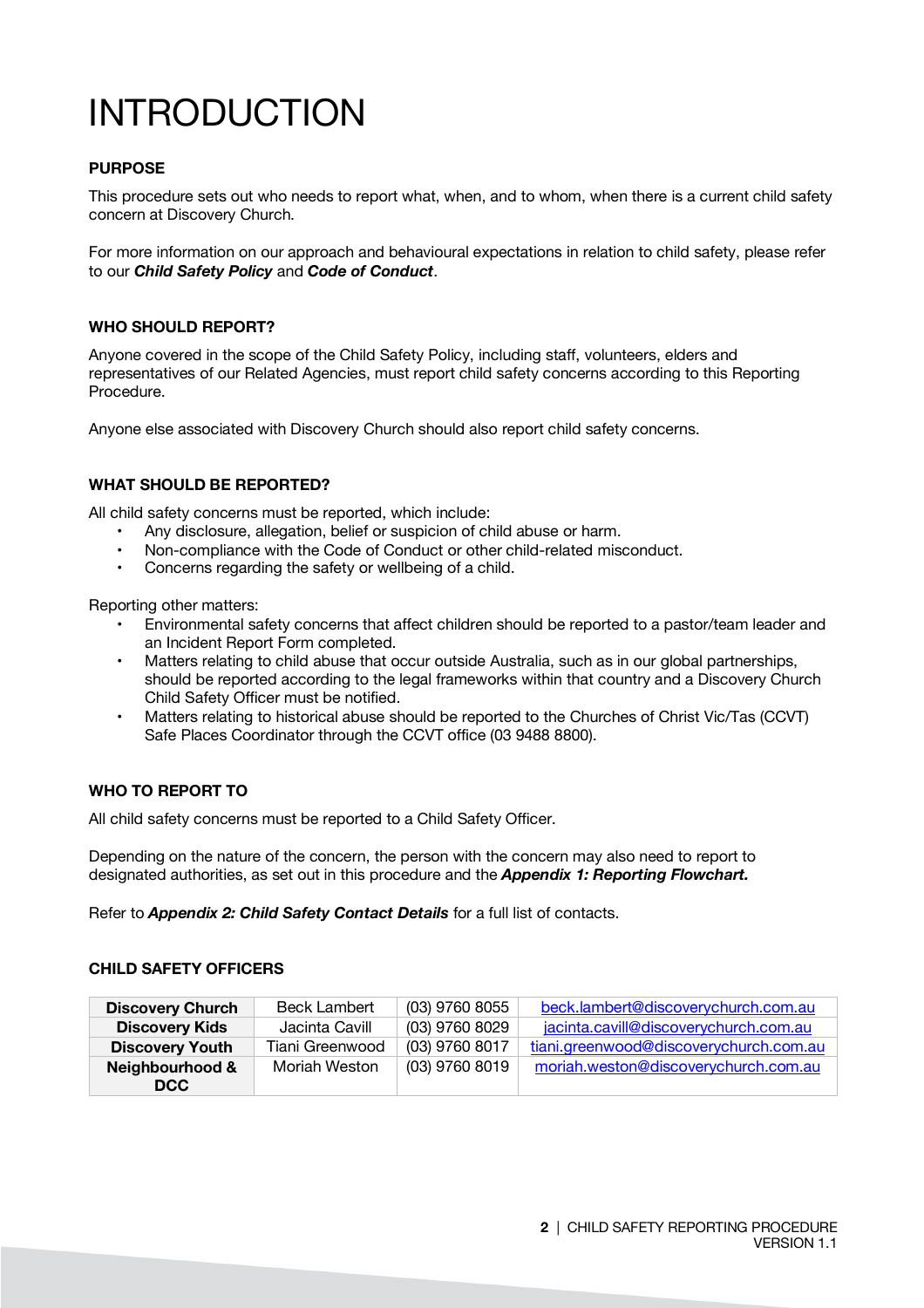# INTRODUCTION

### PURPOSE

This procedure sets out who needs to report what, when, and to whom, when there is a current child safety concern at Discovery Church.

For more information on our approach and behavioural expectations in relation to child safety, please refer to our ***Child Safety Policy*** and ***Code of Conduct***.

### WHO SHOULD REPORT?

Anyone covered in the scope of the Child Safety Policy, including staff, volunteers, elders and representatives of our Related Agencies, must report child safety concerns according to this Reporting Procedure.

Anyone else associated with Discovery Church should also report child safety concerns.

### WHAT SHOULD BE REPORTED?

All child safety concerns must be reported, which include:

- Any disclosure, allegation, belief or suspicion of child abuse or harm.
- Non-compliance with the Code of Conduct or other child-related misconduct.
- Concerns regarding the safety or wellbeing of a child.

Reporting other matters:

- Environmental safety concerns that affect children should be reported to a pastor/team leader and an Incident Report Form completed.
- Matters relating to child abuse that occur outside Australia, such as in our global partnerships, should be reported according to the legal frameworks within that country and a Discovery Church Child Safety Officer must be notified.
- Matters relating to historical abuse should be reported to the Churches of Christ Vic/Tas (CCVT) Safe Places Coordinator through the CCVT office (03 9488 8800).

### WHO TO REPORT TO

All child safety concerns must be reported to a Child Safety Officer.

Depending on the nature of the concern, the person with the concern may also need to report to designated authorities, as set out in this procedure and the ***Appendix 1: Reporting Flowchart.***

Refer to ***Appendix 2: Child Safety Contact Details*** for a full list of contacts.

### CHILD SAFETY OFFICERS

| | | | |
|---|---|---|---|
| **Discovery Church** | Beck Lambert | (03) 9760 8055 | beck.lambert@discoverychurch.com.au |
| **Discovery Kids** | Jacinta Cavill | (03) 9760 8029 | jacinta.cavill@discoverychurch.com.au |
| **Discovery Youth** | Tiani Greenwood | (03) 9760 8017 | tiani.greenwood@discoverychurch.com.au |
| **Neighbourhood & DCC** | Moriah Weston | (03) 9760 8019 | moriah.weston@discoverychurch.com.au |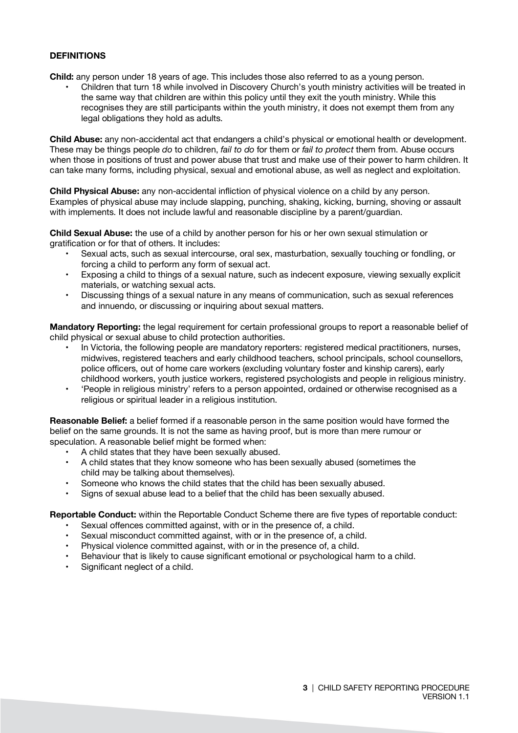## DEFINITIONS

**Child:** any person under 18 years of age. This includes those also referred to as a young person.

- Children that turn 18 while involved in Discovery Church's youth ministry activities will be treated in the same way that children are within this policy until they exit the youth ministry. While this recognises they are still participants within the youth ministry, it does not exempt them from any legal obligations they hold as adults.

**Child Abuse:** any non-accidental act that endangers a child's physical or emotional health or development. These may be things people *do* to children, *fail to do* for them or *fail to protect* them from. Abuse occurs when those in positions of trust and power abuse that trust and make use of their power to harm children. It can take many forms, including physical, sexual and emotional abuse, as well as neglect and exploitation.

**Child Physical Abuse:** any non-accidental infliction of physical violence on a child by any person. Examples of physical abuse may include slapping, punching, shaking, kicking, burning, shoving or assault with implements. It does not include lawful and reasonable discipline by a parent/guardian.

**Child Sexual Abuse:** the use of a child by another person for his or her own sexual stimulation or gratification or for that of others. It includes:

- Sexual acts, such as sexual intercourse, oral sex, masturbation, sexually touching or fondling, or forcing a child to perform any form of sexual act.
- Exposing a child to things of a sexual nature, such as indecent exposure, viewing sexually explicit materials, or watching sexual acts.
- Discussing things of a sexual nature in any means of communication, such as sexual references and innuendo, or discussing or inquiring about sexual matters.

**Mandatory Reporting:** the legal requirement for certain professional groups to report a reasonable belief of child physical or sexual abuse to child protection authorities.

- In Victoria, the following people are mandatory reporters: registered medical practitioners, nurses, midwives, registered teachers and early childhood teachers, school principals, school counsellors, police officers, out of home care workers (excluding voluntary foster and kinship carers), early childhood workers, youth justice workers, registered psychologists and people in religious ministry.
- 'People in religious ministry' refers to a person appointed, ordained or otherwise recognised as a religious or spiritual leader in a religious institution.

**Reasonable Belief:** a belief formed if a reasonable person in the same position would have formed the belief on the same grounds. It is not the same as having proof, but is more than mere rumour or speculation. A reasonable belief might be formed when:

- A child states that they have been sexually abused.
- A child states that they know someone who has been sexually abused (sometimes the child may be talking about themselves).
- Someone who knows the child states that the child has been sexually abused.
- Signs of sexual abuse lead to a belief that the child has been sexually abused.

**Reportable Conduct:** within the Reportable Conduct Scheme there are five types of reportable conduct:

- Sexual offences committed against, with or in the presence of, a child.
- Sexual misconduct committed against, with or in the presence of, a child.
- Physical violence committed against, with or in the presence of, a child.
- Behaviour that is likely to cause significant emotional or psychological harm to a child.
- Significant neglect of a child.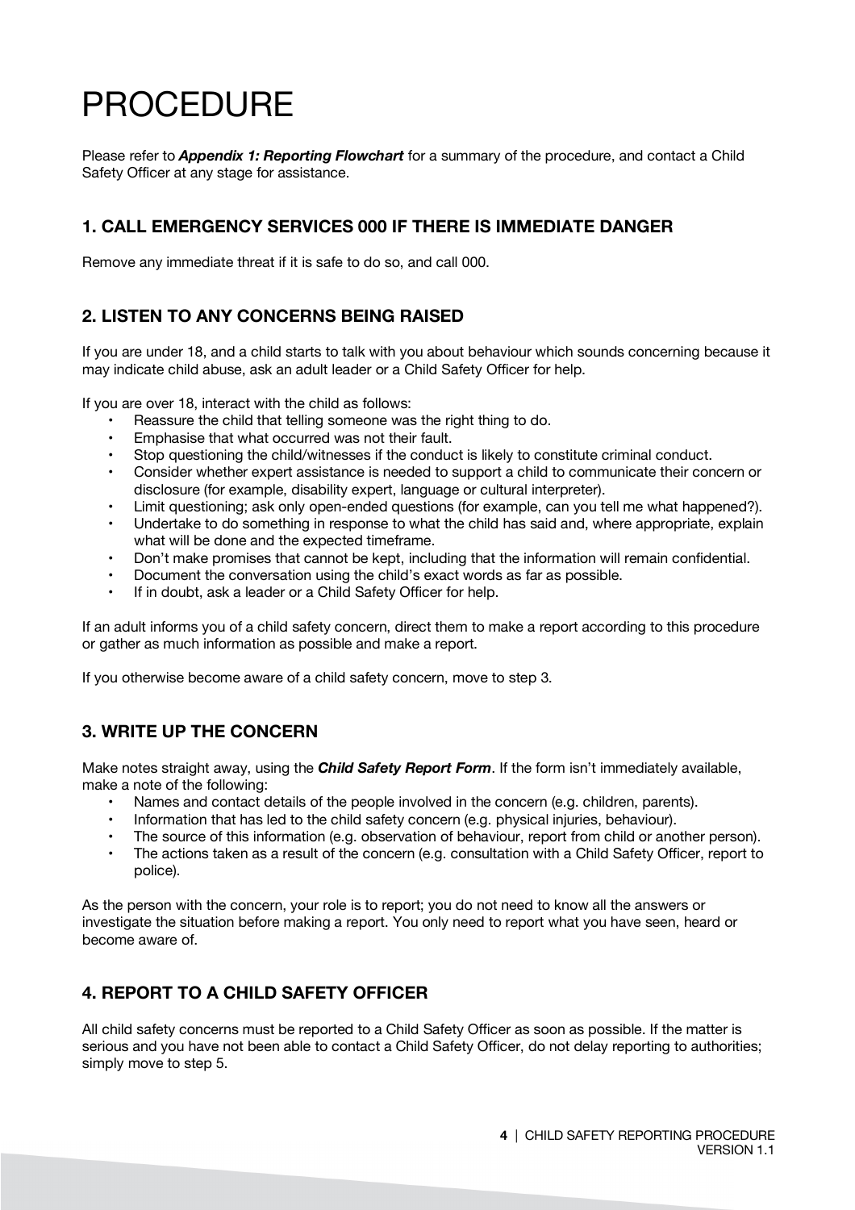# PROCEDURE

Please refer to ***Appendix 1: Reporting Flowchart*** for a summary of the procedure, and contact a Child Safety Officer at any stage for assistance.

## 1. CALL EMERGENCY SERVICES 000 IF THERE IS IMMEDIATE DANGER

Remove any immediate threat if it is safe to do so, and call 000.

## 2. LISTEN TO ANY CONCERNS BEING RAISED

If you are under 18, and a child starts to talk with you about behaviour which sounds concerning because it may indicate child abuse, ask an adult leader or a Child Safety Officer for help.

If you are over 18, interact with the child as follows:

- Reassure the child that telling someone was the right thing to do.
- Emphasise that what occurred was not their fault.
- Stop questioning the child/witnesses if the conduct is likely to constitute criminal conduct.
- Consider whether expert assistance is needed to support a child to communicate their concern or disclosure (for example, disability expert, language or cultural interpreter).
- Limit questioning; ask only open-ended questions (for example, can you tell me what happened?).
- Undertake to do something in response to what the child has said and, where appropriate, explain what will be done and the expected timeframe.
- Don't make promises that cannot be kept, including that the information will remain confidential.
- Document the conversation using the child's exact words as far as possible.
- If in doubt, ask a leader or a Child Safety Officer for help.

If an adult informs you of a child safety concern, direct them to make a report according to this procedure or gather as much information as possible and make a report.

If you otherwise become aware of a child safety concern, move to step 3.

## 3. WRITE UP THE CONCERN

Make notes straight away, using the ***Child Safety Report Form***. If the form isn't immediately available, make a note of the following:

- Names and contact details of the people involved in the concern (e.g. children, parents).
- Information that has led to the child safety concern (e.g. physical injuries, behaviour).
- The source of this information (e.g. observation of behaviour, report from child or another person).
- The actions taken as a result of the concern (e.g. consultation with a Child Safety Officer, report to police).

As the person with the concern, your role is to report; you do not need to know all the answers or investigate the situation before making a report. You only need to report what you have seen, heard or become aware of.

## 4. REPORT TO A CHILD SAFETY OFFICER

All child safety concerns must be reported to a Child Safety Officer as soon as possible. If the matter is serious and you have not been able to contact a Child Safety Officer, do not delay reporting to authorities; simply move to step 5.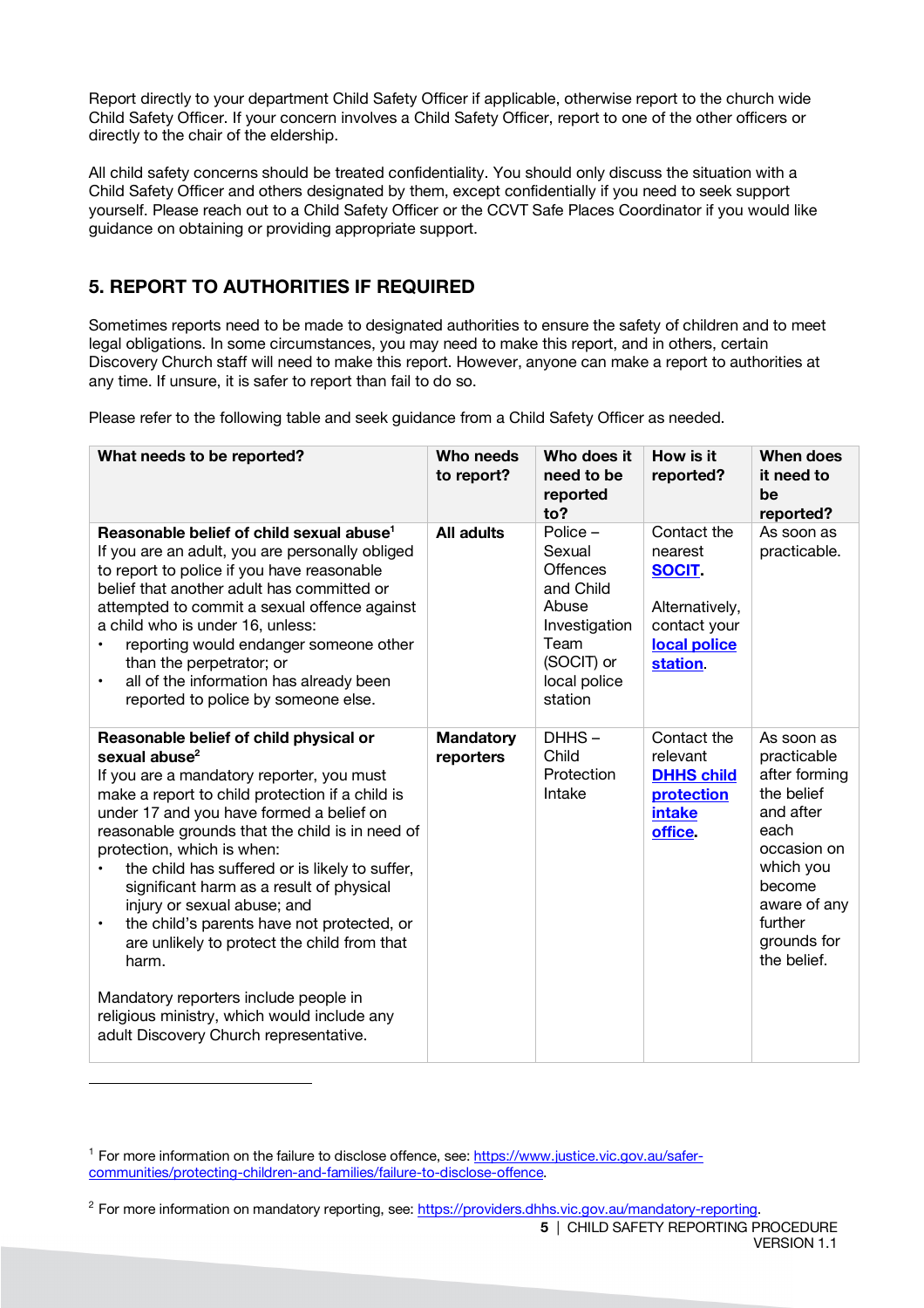Report directly to your department Child Safety Officer if applicable, otherwise report to the church wide Child Safety Officer. If your concern involves a Child Safety Officer, report to one of the other officers or directly to the chair of the eldership.

All child safety concerns should be treated confidentiality. You should only discuss the situation with a Child Safety Officer and others designated by them, except confidentially if you need to seek support yourself. Please reach out to a Child Safety Officer or the CCVT Safe Places Coordinator if you would like guidance on obtaining or providing appropriate support.

## 5. REPORT TO AUTHORITIES IF REQUIRED

Sometimes reports need to be made to designated authorities to ensure the safety of children and to meet legal obligations. In some circumstances, you may need to make this report, and in others, certain Discovery Church staff will need to make this report. However, anyone can make a report to authorities at any time. If unsure, it is safer to report than fail to do so.

Please refer to the following table and seek guidance from a Child Safety Officer as needed.

| What needs to be reported? | Who needs to report? | Who does it need to be reported to? | How is it reported? | When does it need to be reported? |
|---|---|---|---|---|
| **Reasonable belief of child sexual abuse**[1]<br>If you are an adult, you are personally obliged to report to police if you have reasonable belief that another adult has committed or attempted to commit a sexual offence against a child who is under 16, unless:<br>• reporting would endanger someone other than the perpetrator; or<br>• all of the information has already been reported to police by someone else. | **All adults** | Police – Sexual Offences and Child Abuse Investigation Team (SOCIT) or local police station | Contact the nearest **SOCIT**.<br><br>Alternatively, contact your **local police station**. | As soon as practicable. |
| **Reasonable belief of child physical or sexual abuse**[2]<br>If you are a mandatory reporter, you must make a report to child protection if a child is under 17 and you have formed a belief on reasonable grounds that the child is in need of protection, which is when:<br>• the child has suffered or is likely to suffer, significant harm as a result of physical injury or sexual abuse; and<br>• the child's parents have not protected, or are unlikely to protect the child from that harm.<br><br>Mandatory reporters include people in religious ministry, which would include any adult Discovery Church representative. | **Mandatory reporters** | DHHS – Child Protection Intake | Contact the relevant **DHHS child protection intake office**. | As soon as practicable after forming the belief and after each occasion on which you become aware of any further grounds for the belief. |

[1] For more information on the failure to disclose offence, see: https://www.justice.vic.gov.au/safer-communities/protecting-children-and-families/failure-to-disclose-offence.

[2] For more information on mandatory reporting, see: https://providers.dhhs.vic.gov.au/mandatory-reporting.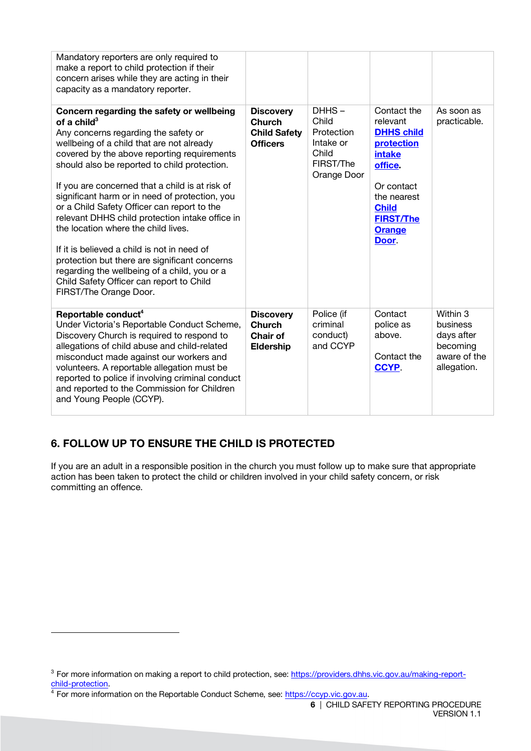| | | | | |
|---|---|---|---|---|
| Mandatory reporters are only required to make a report to child protection if their concern arises while they are acting in their capacity as a mandatory reporter. | | | | |
| **Concern regarding the safety or wellbeing of a child**[3]<br>Any concerns regarding the safety or wellbeing of a child that are not already covered by the above reporting requirements should also be reported to child protection.<br><br>If you are concerned that a child is at risk of significant harm or in need of protection, you or a Child Safety Officer can report to the relevant DHHS child protection intake office in the location where the child lives.<br><br>If it is believed a child is not in need of protection but there are significant concerns regarding the wellbeing of a child, you or a Child Safety Officer can report to Child FIRST/The Orange Door. | **Discovery Church Child Safety Officers** | DHHS – Child Protection Intake or Child FIRST/The Orange Door | Contact the relevant **DHHS child protection intake office**.<br><br>Or contact the nearest **Child FIRST/The Orange Door**. | As soon as practicable. |
| **Reportable conduct**[4]<br>Under Victoria's Reportable Conduct Scheme, Discovery Church is required to respond to allegations of child abuse and child-related misconduct made against our workers and volunteers. A reportable allegation must be reported to police if involving criminal conduct and reported to the Commission for Children and Young People (CCYP). | **Discovery Church Chair of Eldership** | Police (if criminal conduct) and CCYP | Contact police as above.<br><br>Contact the **CCYP**. | Within 3 business days after becoming aware of the allegation. |

## 6. FOLLOW UP TO ENSURE THE CHILD IS PROTECTED

If you are an adult in a responsible position in the church you must follow up to make sure that appropriate action has been taken to protect the child or children involved in your child safety concern, or risk committing an offence.

---

[3] For more information on making a report to child protection, see: https://providers.dhhs.vic.gov.au/making-report-child-protection.

[4] For more information on the Reportable Conduct Scheme, see: https://ccyp.vic.gov.au.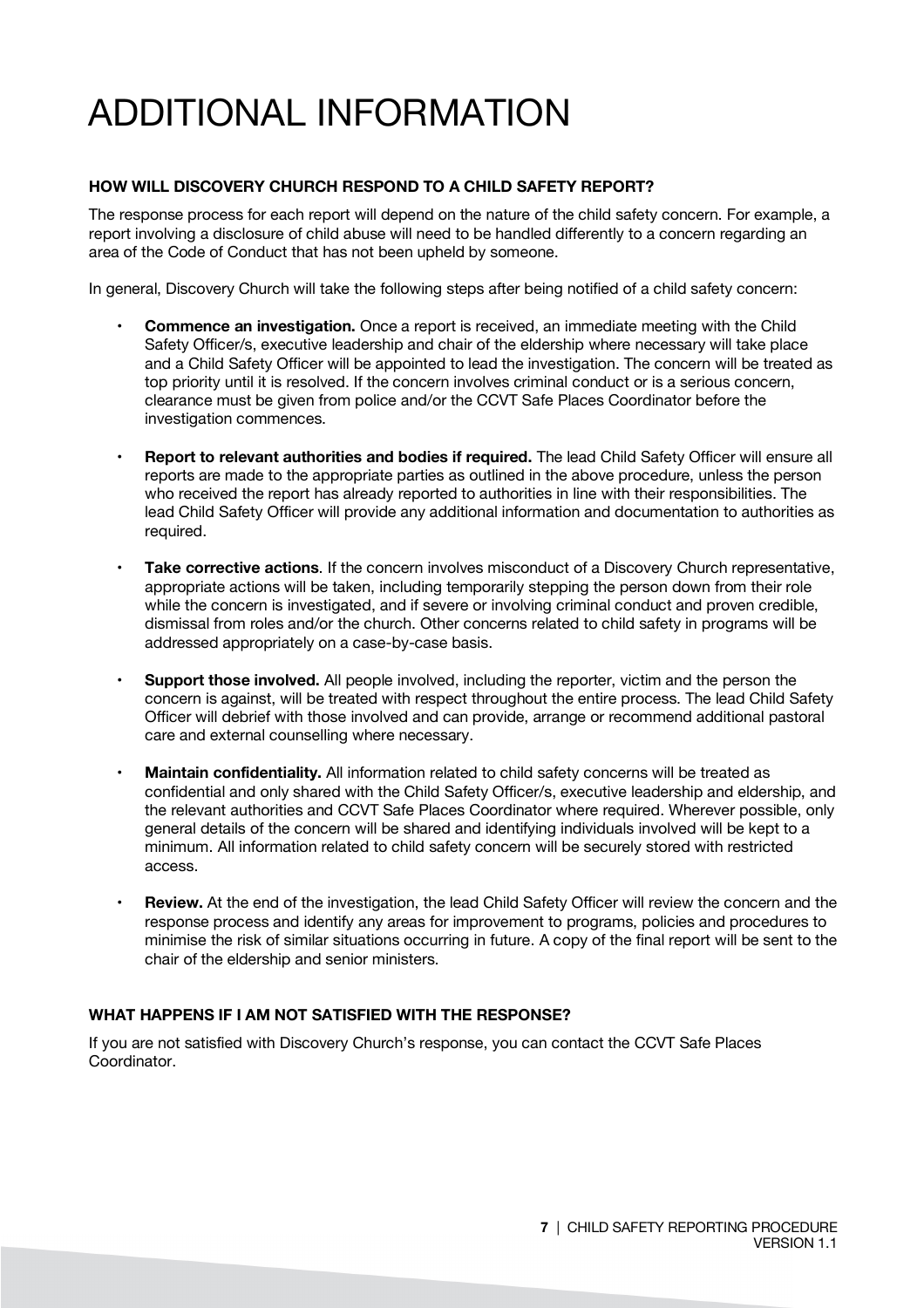# ADDITIONAL INFORMATION

### HOW WILL DISCOVERY CHURCH RESPOND TO A CHILD SAFETY REPORT?

The response process for each report will depend on the nature of the child safety concern. For example, a report involving a disclosure of child abuse will need to be handled differently to a concern regarding an area of the Code of Conduct that has not been upheld by someone.

In general, Discovery Church will take the following steps after being notified of a child safety concern:

- **Commence an investigation.** Once a report is received, an immediate meeting with the Child Safety Officer/s, executive leadership and chair of the eldership where necessary will take place and a Child Safety Officer will be appointed to lead the investigation. The concern will be treated as top priority until it is resolved. If the concern involves criminal conduct or is a serious concern, clearance must be given from police and/or the CCVT Safe Places Coordinator before the investigation commences.
- **Report to relevant authorities and bodies if required.** The lead Child Safety Officer will ensure all reports are made to the appropriate parties as outlined in the above procedure, unless the person who received the report has already reported to authorities in line with their responsibilities. The lead Child Safety Officer will provide any additional information and documentation to authorities as required.
- **Take corrective actions**. If the concern involves misconduct of a Discovery Church representative, appropriate actions will be taken, including temporarily stepping the person down from their role while the concern is investigated, and if severe or involving criminal conduct and proven credible, dismissal from roles and/or the church. Other concerns related to child safety in programs will be addressed appropriately on a case-by-case basis.
- **Support those involved.** All people involved, including the reporter, victim and the person the concern is against, will be treated with respect throughout the entire process. The lead Child Safety Officer will debrief with those involved and can provide, arrange or recommend additional pastoral care and external counselling where necessary.
- **Maintain confidentiality.** All information related to child safety concerns will be treated as confidential and only shared with the Child Safety Officer/s, executive leadership and eldership, and the relevant authorities and CCVT Safe Places Coordinator where required. Wherever possible, only general details of the concern will be shared and identifying individuals involved will be kept to a minimum. All information related to child safety concern will be securely stored with restricted access.
- **Review.** At the end of the investigation, the lead Child Safety Officer will review the concern and the response process and identify any areas for improvement to programs, policies and procedures to minimise the risk of similar situations occurring in future. A copy of the final report will be sent to the chair of the eldership and senior ministers.

### WHAT HAPPENS IF I AM NOT SATISFIED WITH THE RESPONSE?

If you are not satisfied with Discovery Church's response, you can contact the CCVT Safe Places Coordinator.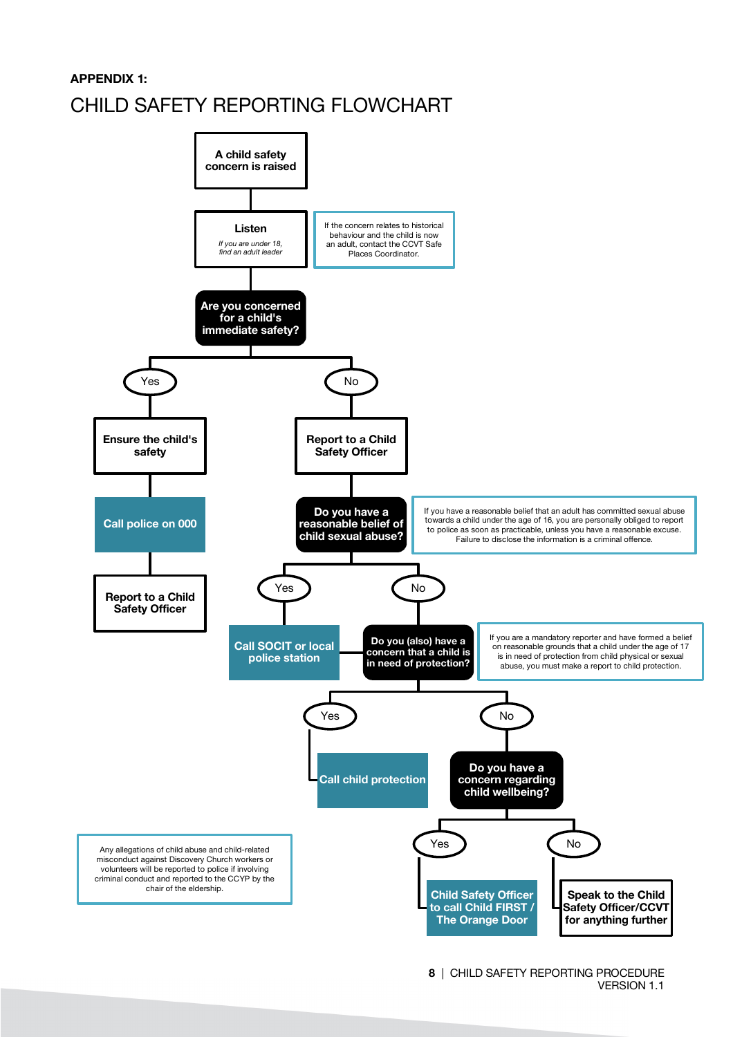**APPENDIX 1:**

# CHILD SAFETY REPORTING FLOWCHART

**A child safety concern is raised**

↓

**Listen**

*If you are under 18, find an adult leader*

> If the concern relates to historical behaviour and the child is now an adult, contact the CCVT Safe Places Coordinator.

↓

**Are you concerned for a child's immediate safety?**

- **Yes** → **Ensure the child's safety** → **Call police on 000** → **Report to a Child Safety Officer**
- **No** → **Report to a Child Safety Officer**

↓

**Do you have a reasonable belief of child sexual abuse?**

> If you have a reasonable belief that an adult has committed sexual abuse towards a child under the age of 16, you are personally obliged to report to police as soon as practicable, unless you have a reasonable excuse. Failure to disclose the information is a criminal offence.

- **Yes** → **Call SOCIT or local police station**
- **No** → **Do you (also) have a concern that a child is in need of protection?**

> If you are a mandatory reporter and have formed a belief on reasonable grounds that a child under the age of 17 is in need of protection from child physical or sexual abuse, you must make a report to child protection.

- **Yes** → **Call child protection**
- **No** → **Do you have a concern regarding child wellbeing?**
  - **Yes** → **Child Safety Officer to call Child FIRST / The Orange Door**
  - **No** → **Speak to the Child Safety Officer/CCVT for anything further**

> Any allegations of child abuse and child-related misconduct against Discovery Church workers or volunteers will be reported to police if involving criminal conduct and reported to the CCYP by the chair of the eldership.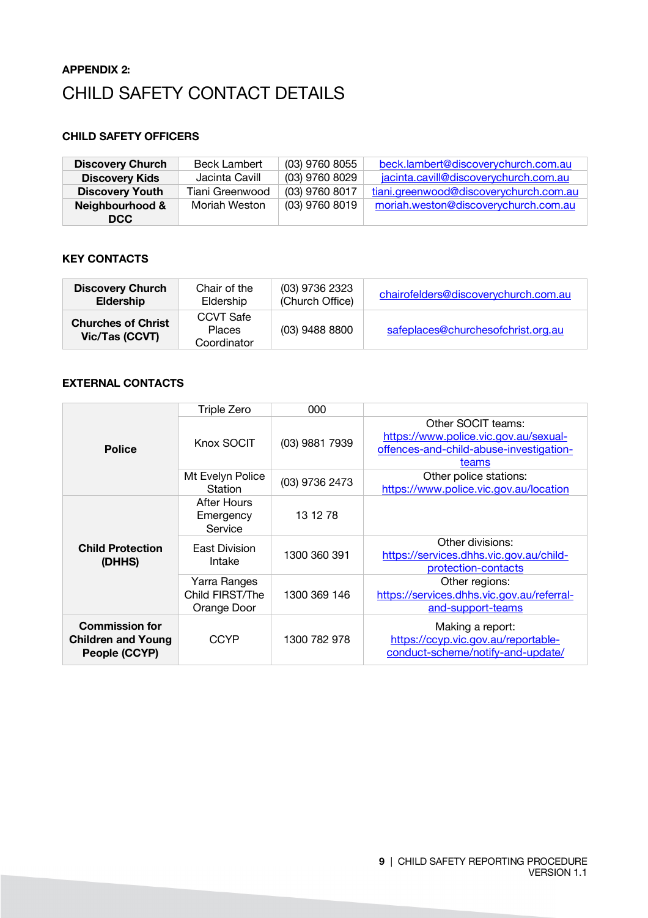**APPENDIX 2:**

# CHILD SAFETY CONTACT DETAILS

### CHILD SAFETY OFFICERS

| | | | |
|---|---|---|---|
| **Discovery Church** | Beck Lambert | (03) 9760 8055 | beck.lambert@discoverychurch.com.au |
| **Discovery Kids** | Jacinta Cavill | (03) 9760 8029 | jacinta.cavill@discoverychurch.com.au |
| **Discovery Youth** | Tiani Greenwood | (03) 9760 8017 | tiani.greenwood@discoverychurch.com.au |
| **Neighbourhood & DCC** | Moriah Weston | (03) 9760 8019 | moriah.weston@discoverychurch.com.au |

### KEY CONTACTS

| | | | |
|---|---|---|---|
| **Discovery Church Eldership** | Chair of the Eldership | (03) 9736 2323 (Church Office) | chairofelders@discoverychurch.com.au |
| **Churches of Christ Vic/Tas (CCVT)** | CCVT Safe Places Coordinator | (03) 9488 8800 | safeplaces@churchesofchrist.org.au |

### EXTERNAL CONTACTS

| | | | |
|---|---|---|---|
| **Police** | Triple Zero | 000 | |
| | Knox SOCIT | (03) 9881 7939 | Other SOCIT teams: https://www.police.vic.gov.au/sexual-offences-and-child-abuse-investigation-teams |
| | Mt Evelyn Police Station | (03) 9736 2473 | Other police stations: https://www.police.vic.gov.au/location |
| **Child Protection (DHHS)** | After Hours Emergency Service | 13 12 78 | |
| | East Division Intake | 1300 360 391 | Other divisions: https://services.dhhs.vic.gov.au/child-protection-contacts |
| | Yarra Ranges Child FIRST/The Orange Door | 1300 369 146 | Other regions: https://services.dhhs.vic.gov.au/referral-and-support-teams |
| **Commission for Children and Young People (CCYP)** | CCYP | 1300 782 978 | Making a report: https://ccyp.vic.gov.au/reportable-conduct-scheme/notify-and-update/ |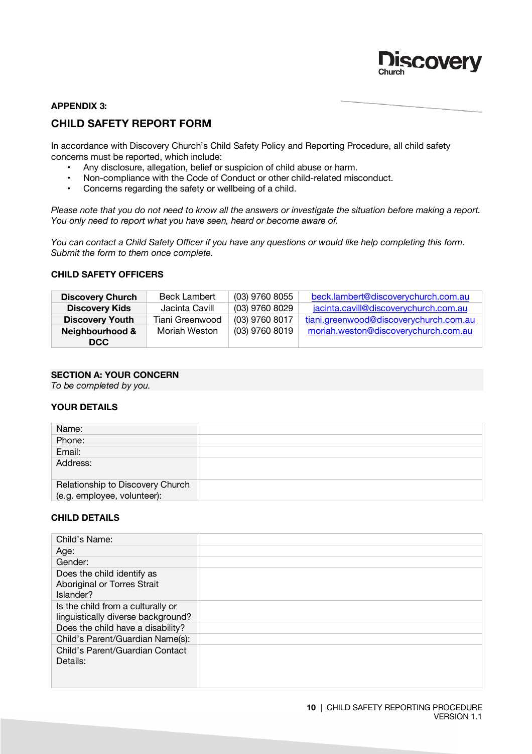**APPENDIX 3:**

## CHILD SAFETY REPORT FORM

In accordance with Discovery Church's Child Safety Policy and Reporting Procedure, all child safety concerns must be reported, which include:

- Any disclosure, allegation, belief or suspicion of child abuse or harm.
- Non-compliance with the Code of Conduct or other child-related misconduct.
- Concerns regarding the safety or wellbeing of a child.

*Please note that you do not need to know all the answers or investigate the situation before making a report. You only need to report what you have seen, heard or become aware of.*

*You can contact a Child Safety Officer if you have any questions or would like help completing this form. Submit the form to them once complete.*

### CHILD SAFETY OFFICERS

| | | | |
|---|---|---|---|
| **Discovery Church** | Beck Lambert | (03) 9760 8055 | beck.lambert@discoverychurch.com.au |
| **Discovery Kids** | Jacinta Cavill | (03) 9760 8029 | jacinta.cavill@discoverychurch.com.au |
| **Discovery Youth** | Tiani Greenwood | (03) 9760 8017 | tiani.greenwood@discoverychurch.com.au |
| **Neighbourhood & DCC** | Moriah Weston | (03) 9760 8019 | moriah.weston@discoverychurch.com.au |

### SECTION A: YOUR CONCERN

*To be completed by you.*

### YOUR DETAILS

| | |
|---|---|
| Name: | |
| Phone: | |
| Email: | |
| Address: | |
| Relationship to Discovery Church (e.g. employee, volunteer): | |

### CHILD DETAILS

| | |
|---|---|
| Child's Name: | |
| Age: | |
| Gender: | |
| Does the child identify as Aboriginal or Torres Strait Islander? | |
| Is the child from a culturally or linguistically diverse background? | |
| Does the child have a disability? | |
| Child's Parent/Guardian Name(s): | |
| Child's Parent/Guardian Contact Details: | |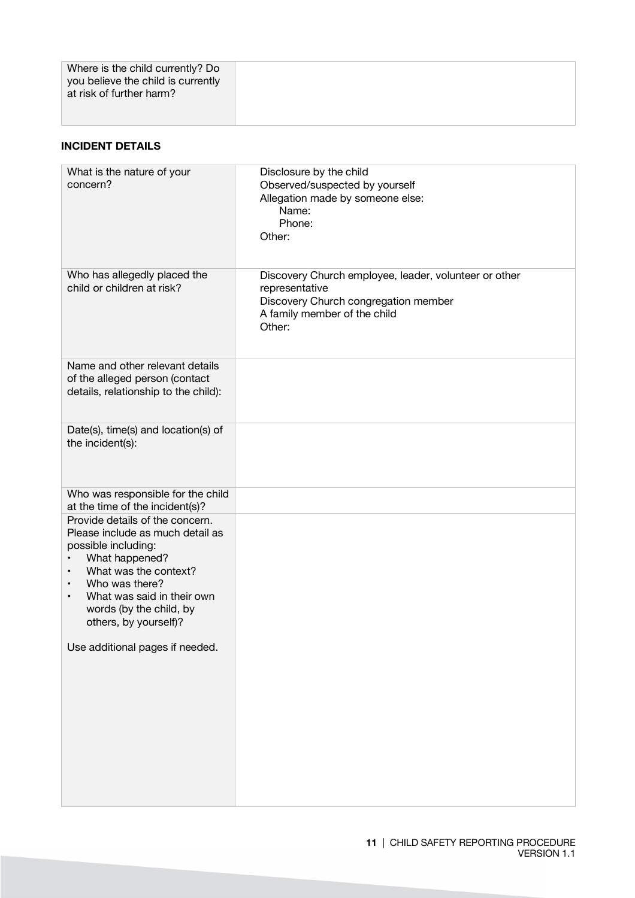| Where is the child currently? Do you believe the child is currently at risk of further harm? | |
|---|---|

**INCIDENT DETAILS**

| What is the nature of your concern? | Disclosure by the child<br>Observed/suspected by yourself<br>Allegation made by someone else:<br>Name:<br>Phone:<br>Other: |
|---|---|
| Who has allegedly placed the child or children at risk? | Discovery Church employee, leader, volunteer or other representative<br>Discovery Church congregation member<br>A family member of the child<br>Other: |
| Name and other relevant details of the alleged person (contact details, relationship to the child): | |
| Date(s), time(s) and location(s) of the incident(s): | |
| Who was responsible for the child at the time of the incident(s)? | |
| Provide details of the concern. Please include as much detail as possible including:<br>• What happened?<br>• What was the context?<br>• Who was there?<br>• What was said in their own words (by the child, by others, by yourself)?<br><br>Use additional pages if needed. | |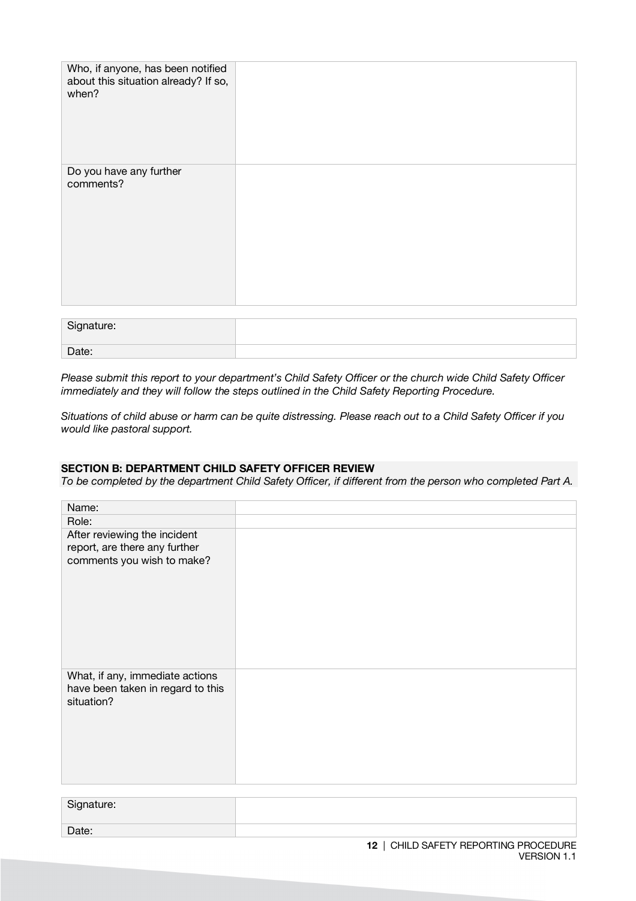| Who, if anyone, has been notified about this situation already? If so, when? | |
| --- | --- |
| Do you have any further comments? | |

| Signature: | |
| --- | --- |
| Date: | |

*Please submit this report to your department's Child Safety Officer or the church wide Child Safety Officer immediately and they will follow the steps outlined in the Child Safety Reporting Procedure.*

*Situations of child abuse or harm can be quite distressing. Please reach out to a Child Safety Officer if you would like pastoral support.*

**SECTION B: DEPARTMENT CHILD SAFETY OFFICER REVIEW**

*To be completed by the department Child Safety Officer, if different from the person who completed Part A.*

| Name: | |
| --- | --- |
| Role: | |
| After reviewing the incident report, are there any further comments you wish to make? | |
| What, if any, immediate actions have been taken in regard to this situation? | |

| Signature: | |
| --- | --- |
| Date: | |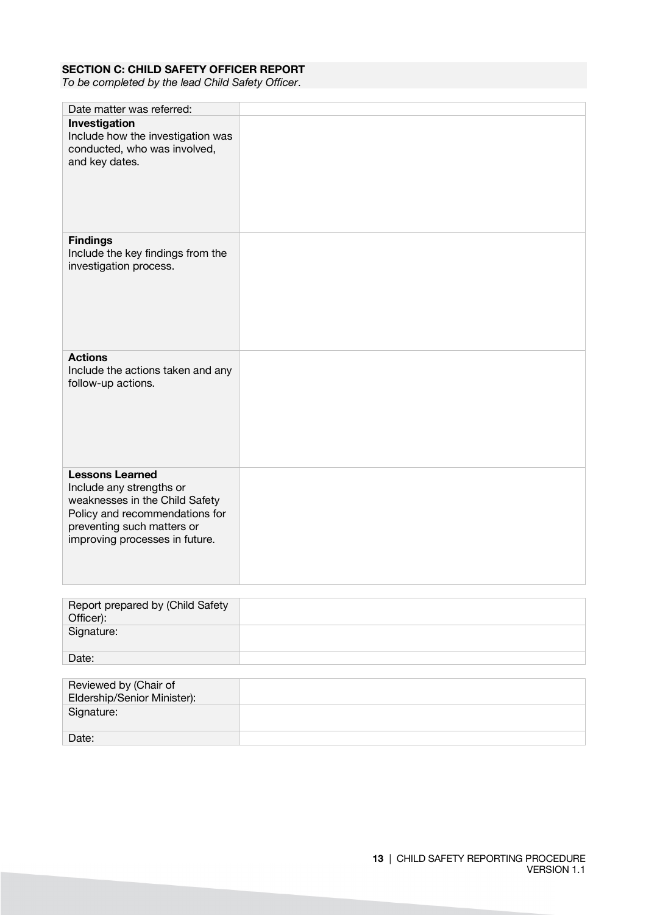**SECTION C: CHILD SAFETY OFFICER REPORT**

*To be completed by the lead Child Safety Officer*.

| | |
|---|---|
| Date matter was referred: | |
| **Investigation**<br>Include how the investigation was conducted, who was involved, and key dates. | |
| **Findings**<br>Include the key findings from the investigation process. | |
| **Actions**<br>Include the actions taken and any follow-up actions. | |
| **Lessons Learned**<br>Include any strengths or weaknesses in the Child Safety Policy and recommendations for preventing such matters or improving processes in future. | |

| | |
|---|---|
| Report prepared by (Child Safety Officer): | |
| Signature: | |
| Date: | |

| | |
|---|---|
| Reviewed by (Chair of Eldership/Senior Minister): | |
| Signature: | |
| Date: | |